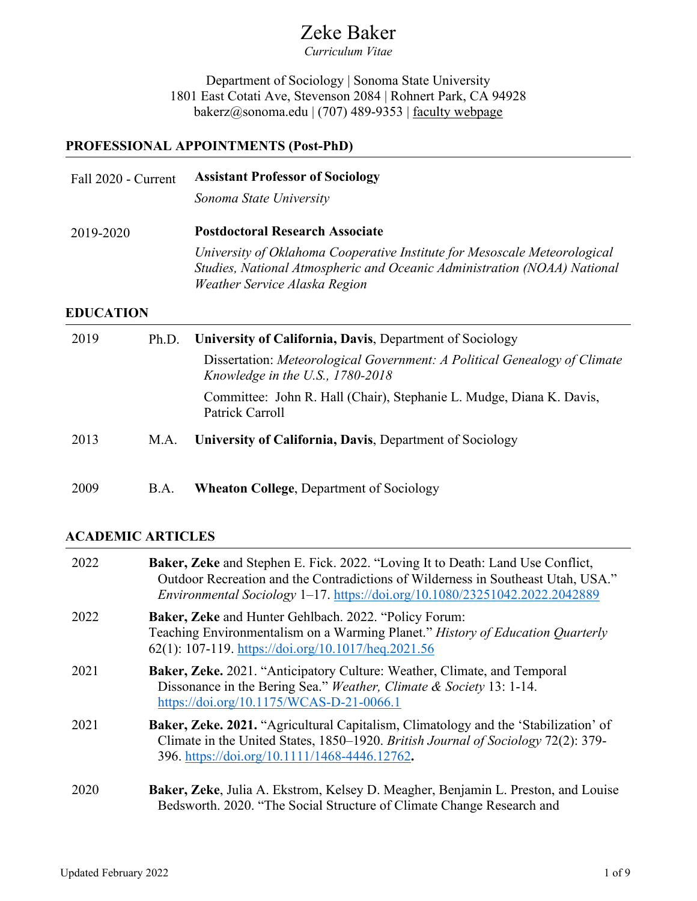# Zeke Baker

*Curriculum Vitae*

Department of Sociology | Sonoma State University
1801 East Cotati Ave, Stevenson 2084 | Rohnert Park, CA 94928
bakerz@sonoma.edu | (707) 489-9353 | faculty webpage

## PROFESSIONAL APPOINTMENTS (Post-PhD)

Fall 2020 - Current — **Assistant Professor of Sociology**
*Sonoma State University*

2019-2020 — **Postdoctoral Research Associate**
*University of Oklahoma Cooperative Institute for Mesoscale Meteorological Studies, National Atmospheric and Oceanic Administration (NOAA) National Weather Service Alaska Region*

## EDUCATION

2019 — Ph.D. — **University of California, Davis**, Department of Sociology
Dissertation: *Meteorological Government: A Political Genealogy of Climate Knowledge in the U.S., 1780-2018*
Committee: John R. Hall (Chair), Stephanie L. Mudge, Diana K. Davis, Patrick Carroll

2013 — M.A. — **University of California, Davis**, Department of Sociology

2009 — B.A. — **Wheaton College**, Department of Sociology

## ACADEMIC ARTICLES

2022 — **Baker, Zeke** and Stephen E. Fick. 2022. "Loving It to Death: Land Use Conflict, Outdoor Recreation and the Contradictions of Wilderness in Southeast Utah, USA." *Environmental Sociology* 1–17. https://doi.org/10.1080/23251042.2022.2042889

2022 — **Baker, Zeke** and Hunter Gehlbach. 2022. "Policy Forum: Teaching Environmentalism on a Warming Planet." *History of Education Quarterly* 62(1): 107-119. https://doi.org/10.1017/heq.2021.56

2021 — **Baker, Zeke.** 2021. "Anticipatory Culture: Weather, Climate, and Temporal Dissonance in the Bering Sea." *Weather, Climate & Society* 13: 1-14. https://doi.org/10.1175/WCAS-D-21-0066.1

2021 — **Baker, Zeke. 2021.** "Agricultural Capitalism, Climatology and the 'Stabilization' of Climate in the United States, 1850–1920. *British Journal of Sociology* 72(2): 379-396. https://doi.org/10.1111/1468-4446.12762**.**

2020 — **Baker, Zeke**, Julia A. Ekstrom, Kelsey D. Meagher, Benjamin L. Preston, and Louise Bedsworth. 2020. "The Social Structure of Climate Change Research and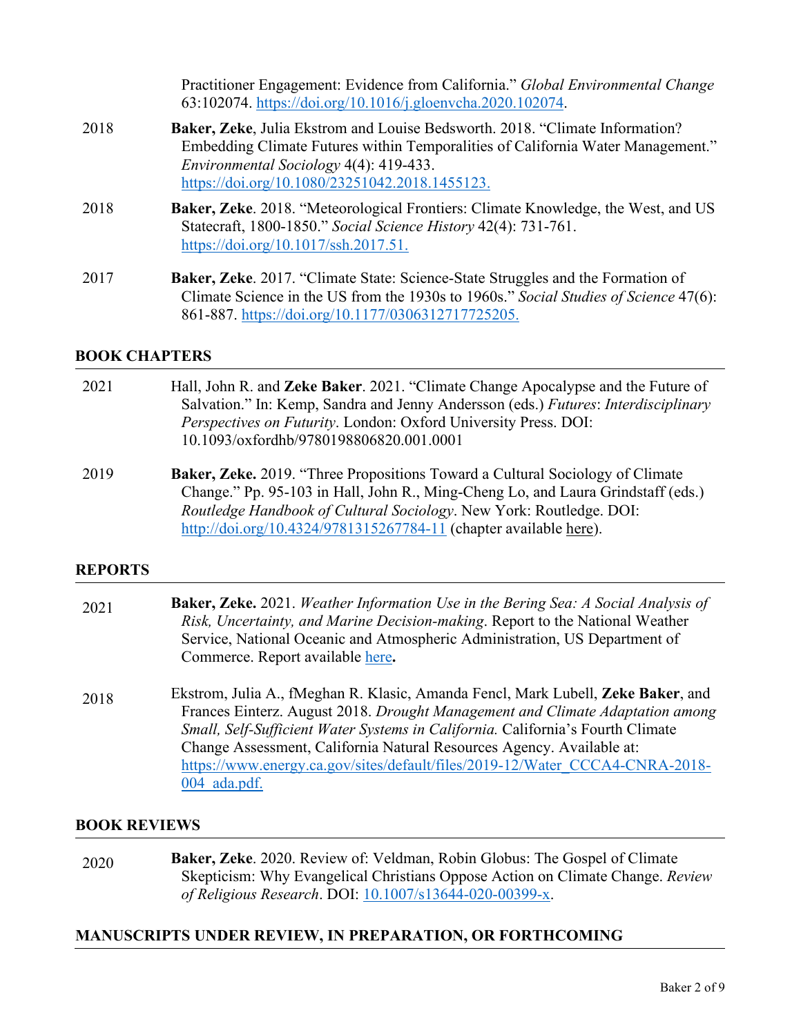Practitioner Engagement: Evidence from California." *Global Environmental Change* 63:102074. https://doi.org/10.1016/j.gloenvcha.2020.102074.

2018 **Baker, Zeke**, Julia Ekstrom and Louise Bedsworth. 2018. "Climate Information? Embedding Climate Futures within Temporalities of California Water Management." *Environmental Sociology* 4(4): 419-433. https://doi.org/10.1080/23251042.2018.1455123.

2018 **Baker, Zeke**. 2018. "Meteorological Frontiers: Climate Knowledge, the West, and US Statecraft, 1800-1850." *Social Science History* 42(4): 731-761. https://doi.org/10.1017/ssh.2017.51.

2017 **Baker, Zeke**. 2017. "Climate State: Science-State Struggles and the Formation of Climate Science in the US from the 1930s to 1960s." *Social Studies of Science* 47(6): 861-887. https://doi.org/10.1177/0306312717725205.

## BOOK CHAPTERS

2021 Hall, John R. and **Zeke Baker**. 2021. "Climate Change Apocalypse and the Future of Salvation." In: Kemp, Sandra and Jenny Andersson (eds.) *Futures*: *Interdisciplinary Perspectives on Futurity*. London: Oxford University Press. DOI: 10.1093/oxfordhb/9780198806820.001.0001

2019 **Baker, Zeke.** 2019. "Three Propositions Toward a Cultural Sociology of Climate Change." Pp. 95-103 in Hall, John R., Ming-Cheng Lo, and Laura Grindstaff (eds.) *Routledge Handbook of Cultural Sociology*. New York: Routledge. DOI: http://doi.org/10.4324/9781315267784-11 (chapter available here).

## REPORTS

2021 **Baker, Zeke.** 2021. *Weather Information Use in the Bering Sea: A Social Analysis of Risk, Uncertainty, and Marine Decision-making*. Report to the National Weather Service, National Oceanic and Atmospheric Administration, US Department of Commerce. Report available here**.**

2018 Ekstrom, Julia A., fMeghan R. Klasic, Amanda Fencl, Mark Lubell, **Zeke Baker**, and Frances Einterz. August 2018. *Drought Management and Climate Adaptation among Small, Self-Sufficient Water Systems in California.* California's Fourth Climate Change Assessment, California Natural Resources Agency. Available at: https://www.energy.ca.gov/sites/default/files/2019-12/Water_CCCA4-CNRA-2018-004_ada.pdf.

## BOOK REVIEWS

2020 **Baker, Zeke**. 2020. Review of: Veldman, Robin Globus: The Gospel of Climate Skepticism: Why Evangelical Christians Oppose Action on Climate Change. *Review of Religious Research*. DOI: 10.1007/s13644-020-00399-x.

## MANUSCRIPTS UNDER REVIEW, IN PREPARATION, OR FORTHCOMING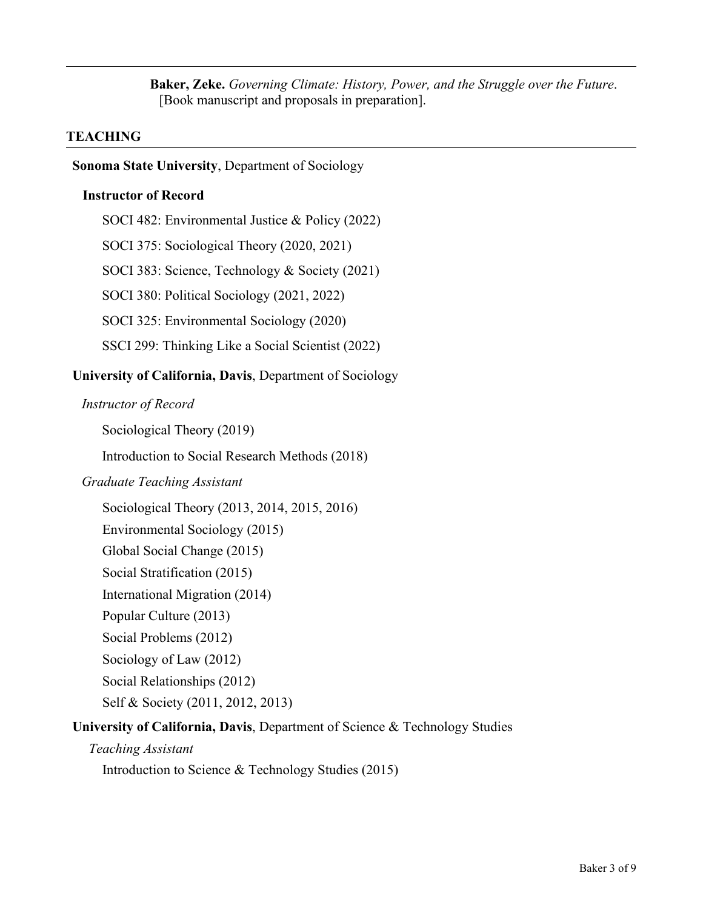**Baker, Zeke.** *Governing Climate: History, Power, and the Struggle over the Future*. [Book manuscript and proposals in preparation].

## TEACHING

**Sonoma State University**, Department of Sociology

**Instructor of Record**

SOCI 482: Environmental Justice & Policy (2022)

SOCI 375: Sociological Theory (2020, 2021)

SOCI 383: Science, Technology & Society (2021)

SOCI 380: Political Sociology (2021, 2022)

SOCI 325: Environmental Sociology (2020)

SSCI 299: Thinking Like a Social Scientist (2022)

**University of California, Davis**, Department of Sociology

*Instructor of Record*

Sociological Theory (2019)

Introduction to Social Research Methods (2018)

*Graduate Teaching Assistant*

Sociological Theory (2013, 2014, 2015, 2016)
Environmental Sociology (2015)
Global Social Change (2015)
Social Stratification (2015)
International Migration (2014)
Popular Culture (2013)
Social Problems (2012)
Sociology of Law (2012)
Social Relationships (2012)
Self & Society (2011, 2012, 2013)

**University of California, Davis**, Department of Science & Technology Studies

*Teaching Assistant*

Introduction to Science & Technology Studies (2015)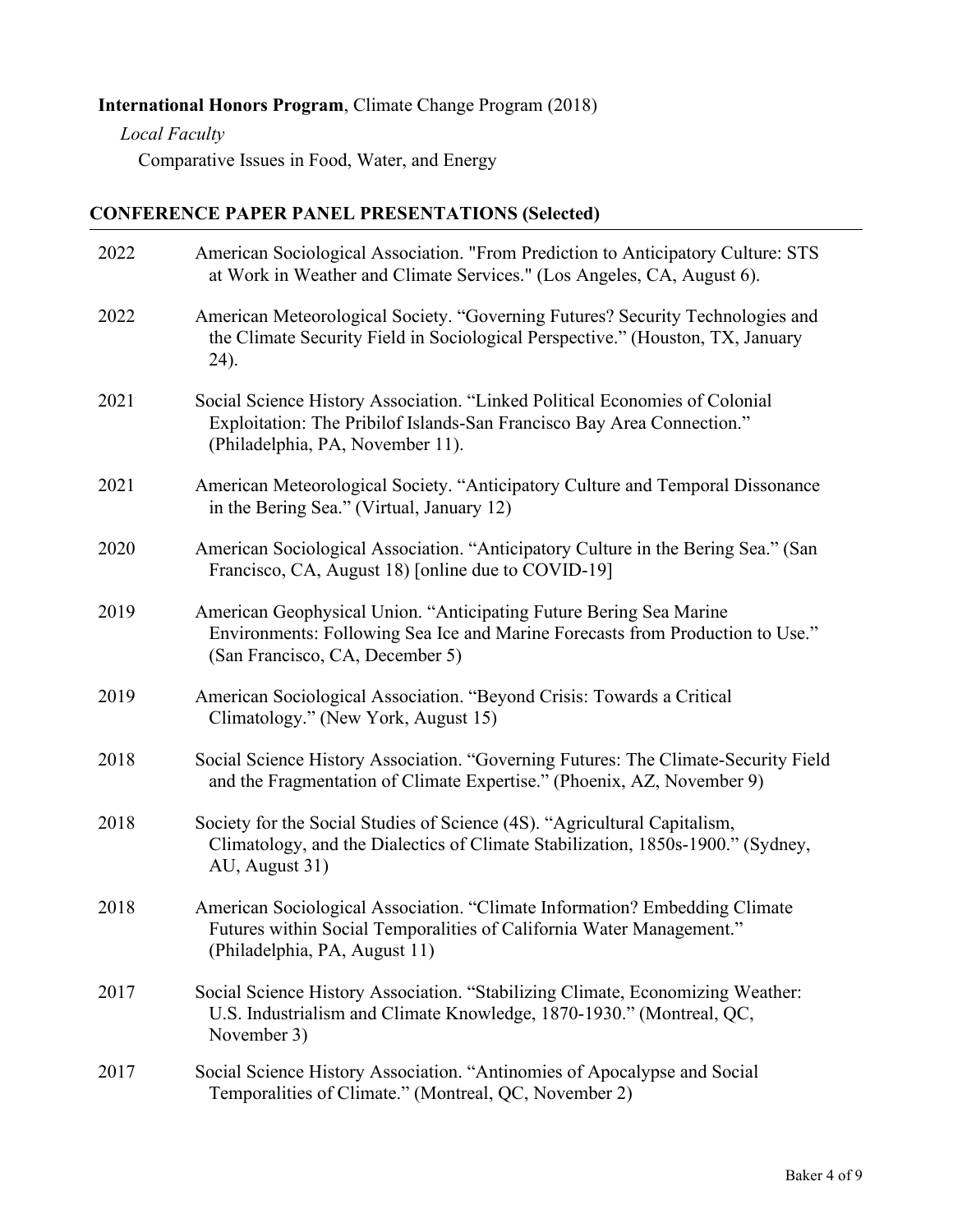**International Honors Program**, Climate Change Program (2018)

*Local Faculty*

Comparative Issues in Food, Water, and Energy

## CONFERENCE PAPER PANEL PRESENTATIONS (Selected)

2022 American Sociological Association. "From Prediction to Anticipatory Culture: STS at Work in Weather and Climate Services." (Los Angeles, CA, August 6).

2022 American Meteorological Society. "Governing Futures? Security Technologies and the Climate Security Field in Sociological Perspective." (Houston, TX, January 24).

2021 Social Science History Association. "Linked Political Economies of Colonial Exploitation: The Pribilof Islands-San Francisco Bay Area Connection." (Philadelphia, PA, November 11).

2021 American Meteorological Society. "Anticipatory Culture and Temporal Dissonance in the Bering Sea." (Virtual, January 12)

2020 American Sociological Association. "Anticipatory Culture in the Bering Sea." (San Francisco, CA, August 18) [online due to COVID-19]

2019 American Geophysical Union. "Anticipating Future Bering Sea Marine Environments: Following Sea Ice and Marine Forecasts from Production to Use." (San Francisco, CA, December 5)

2019 American Sociological Association. "Beyond Crisis: Towards a Critical Climatology." (New York, August 15)

2018 Social Science History Association. "Governing Futures: The Climate-Security Field and the Fragmentation of Climate Expertise." (Phoenix, AZ, November 9)

2018 Society for the Social Studies of Science (4S). "Agricultural Capitalism, Climatology, and the Dialectics of Climate Stabilization, 1850s-1900." (Sydney, AU, August 31)

2018 American Sociological Association. "Climate Information? Embedding Climate Futures within Social Temporalities of California Water Management." (Philadelphia, PA, August 11)

2017 Social Science History Association. "Stabilizing Climate, Economizing Weather: U.S. Industrialism and Climate Knowledge, 1870-1930." (Montreal, QC, November 3)

2017 Social Science History Association. "Antinomies of Apocalypse and Social Temporalities of Climate." (Montreal, QC, November 2)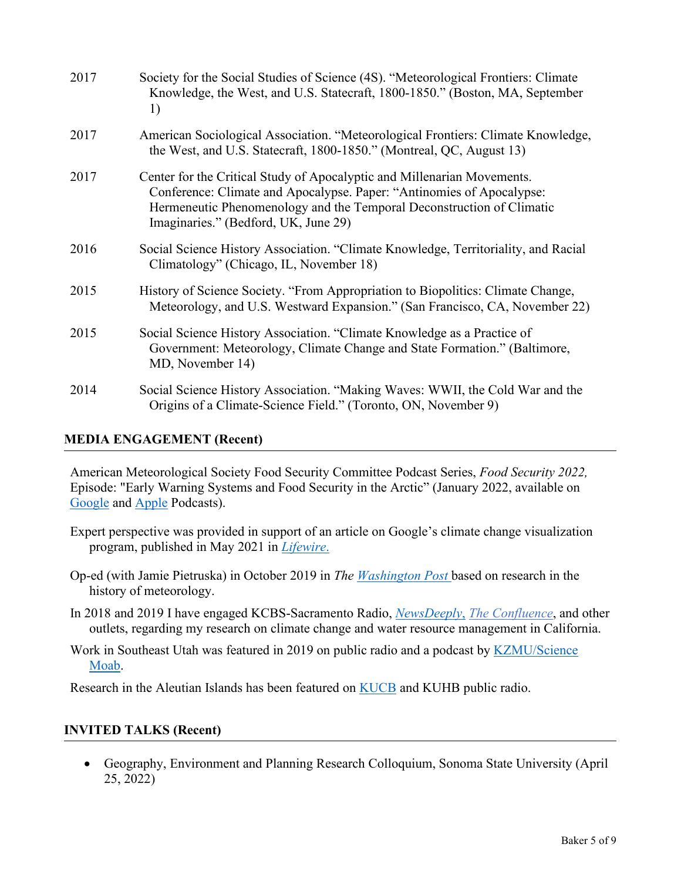2017 Society for the Social Studies of Science (4S). "Meteorological Frontiers: Climate Knowledge, the West, and U.S. Statecraft, 1800-1850." (Boston, MA, September 1)

2017 American Sociological Association. "Meteorological Frontiers: Climate Knowledge, the West, and U.S. Statecraft, 1800-1850." (Montreal, QC, August 13)

2017 Center for the Critical Study of Apocalyptic and Millenarian Movements. Conference: Climate and Apocalypse. Paper: "Antinomies of Apocalypse: Hermeneutic Phenomenology and the Temporal Deconstruction of Climatic Imaginaries." (Bedford, UK, June 29)

2016 Social Science History Association. "Climate Knowledge, Territoriality, and Racial Climatology" (Chicago, IL, November 18)

2015 History of Science Society. "From Appropriation to Biopolitics: Climate Change, Meteorology, and U.S. Westward Expansion." (San Francisco, CA, November 22)

2015 Social Science History Association. "Climate Knowledge as a Practice of Government: Meteorology, Climate Change and State Formation." (Baltimore, MD, November 14)

2014 Social Science History Association. "Making Waves: WWII, the Cold War and the Origins of a Climate-Science Field." (Toronto, ON, November 9)

## MEDIA ENGAGEMENT (Recent)

American Meteorological Society Food Security Committee Podcast Series, *Food Security 2022,* Episode: "Early Warning Systems and Food Security in the Arctic" (January 2022, available on Google and Apple Podcasts).

Expert perspective was provided in support of an article on Google's climate change visualization program, published in May 2021 in *Lifewire.*

Op-ed (with Jamie Pietruska) in October 2019 in *The Washington Post* based on research in the history of meteorology.

In 2018 and 2019 I have engaged KCBS-Sacramento Radio, *NewsDeeply*, *The Confluence*, and other outlets, regarding my research on climate change and water resource management in California.

Work in Southeast Utah was featured in 2019 on public radio and a podcast by KZMU/Science Moab.

Research in the Aleutian Islands has been featured on KUCB and KUHB public radio.

## INVITED TALKS (Recent)

- Geography, Environment and Planning Research Colloquium, Sonoma State University (April 25, 2022)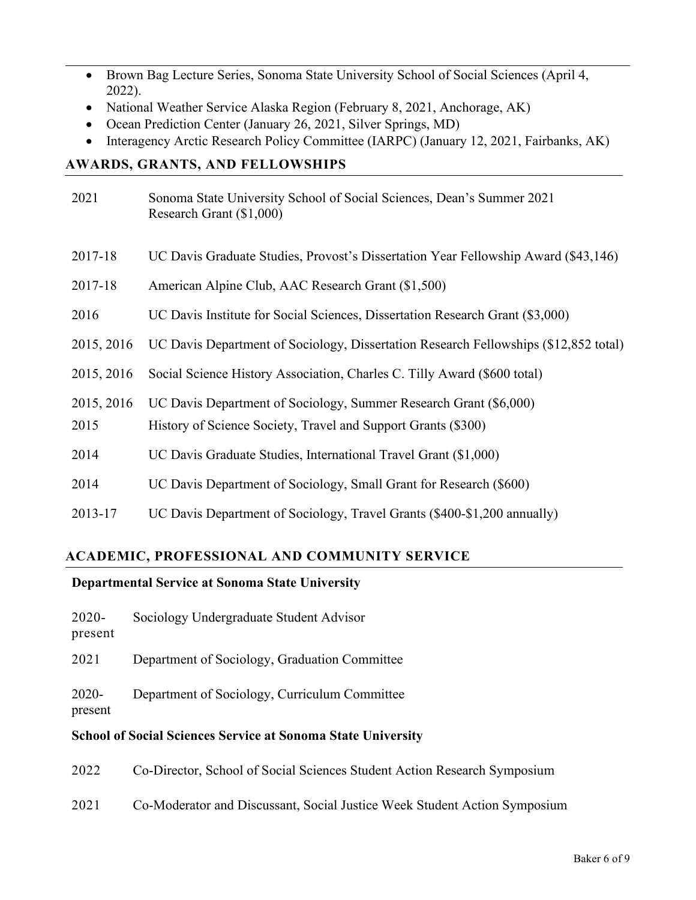- Brown Bag Lecture Series, Sonoma State University School of Social Sciences (April 4, 2022).
- National Weather Service Alaska Region (February 8, 2021, Anchorage, AK)
- Ocean Prediction Center (January 26, 2021, Silver Springs, MD)
- Interagency Arctic Research Policy Committee (IARPC) (January 12, 2021, Fairbanks, AK)

## AWARDS, GRANTS, AND FELLOWSHIPS

| | |
|---|---|
| 2021 | Sonoma State University School of Social Sciences, Dean's Summer 2021 Research Grant ($1,000) |
| 2017-18 | UC Davis Graduate Studies, Provost's Dissertation Year Fellowship Award ($43,146) |
| 2017-18 | American Alpine Club, AAC Research Grant ($1,500) |
| 2016 | UC Davis Institute for Social Sciences, Dissertation Research Grant ($3,000) |
| 2015, 2016 | UC Davis Department of Sociology, Dissertation Research Fellowships ($12,852 total) |
| 2015, 2016 | Social Science History Association, Charles C. Tilly Award ($600 total) |
| 2015, 2016 | UC Davis Department of Sociology, Summer Research Grant ($6,000) |
| 2015 | History of Science Society, Travel and Support Grants ($300) |
| 2014 | UC Davis Graduate Studies, International Travel Grant ($1,000) |
| 2014 | UC Davis Department of Sociology, Small Grant for Research ($600) |
| 2013-17 | UC Davis Department of Sociology, Travel Grants ($400-$1,200 annually) |

## ACADEMIC, PROFESSIONAL AND COMMUNITY SERVICE

### Departmental Service at Sonoma State University

| | |
|---|---|
| 2020-present | Sociology Undergraduate Student Advisor |
| 2021 | Department of Sociology, Graduation Committee |
| 2020-present | Department of Sociology, Curriculum Committee |

### School of Social Sciences Service at Sonoma State University

| | |
|---|---|
| 2022 | Co-Director, School of Social Sciences Student Action Research Symposium |
| 2021 | Co-Moderator and Discussant, Social Justice Week Student Action Symposium |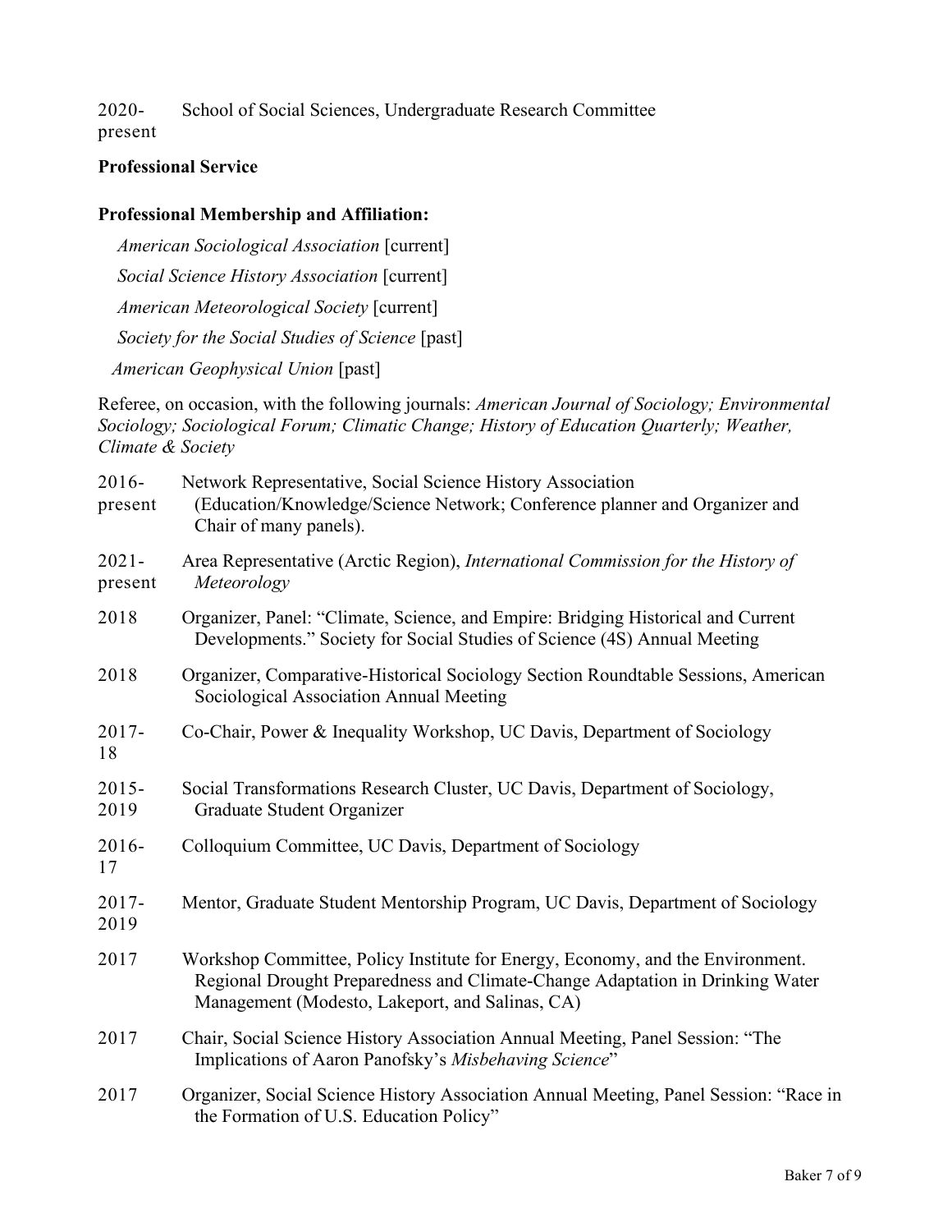2020-present School of Social Sciences, Undergraduate Research Committee

**Professional Service**

**Professional Membership and Affiliation:**

*American Sociological Association* [current]

*Social Science History Association* [current]

*American Meteorological Society* [current]

*Society for the Social Studies of Science* [past]

*American Geophysical Union* [past]

Referee, on occasion, with the following journals: *American Journal of Sociology; Environmental Sociology; Sociological Forum; Climatic Change; History of Education Quarterly; Weather, Climate & Society*

2016-present Network Representative, Social Science History Association (Education/Knowledge/Science Network; Conference planner and Organizer and Chair of many panels).

2021-present Area Representative (Arctic Region), *International Commission for the History of Meteorology*

2018 Organizer, Panel: "Climate, Science, and Empire: Bridging Historical and Current Developments." Society for Social Studies of Science (4S) Annual Meeting

2018 Organizer, Comparative-Historical Sociology Section Roundtable Sessions, American Sociological Association Annual Meeting

2017-18 Co-Chair, Power & Inequality Workshop, UC Davis, Department of Sociology

2015-2019 Social Transformations Research Cluster, UC Davis, Department of Sociology, Graduate Student Organizer

2016-17 Colloquium Committee, UC Davis, Department of Sociology

2017-2019 Mentor, Graduate Student Mentorship Program, UC Davis, Department of Sociology

2017 Workshop Committee, Policy Institute for Energy, Economy, and the Environment. Regional Drought Preparedness and Climate-Change Adaptation in Drinking Water Management (Modesto, Lakeport, and Salinas, CA)

2017 Chair, Social Science History Association Annual Meeting, Panel Session: "The Implications of Aaron Panofsky's *Misbehaving Science*"

2017 Organizer, Social Science History Association Annual Meeting, Panel Session: "Race in the Formation of U.S. Education Policy"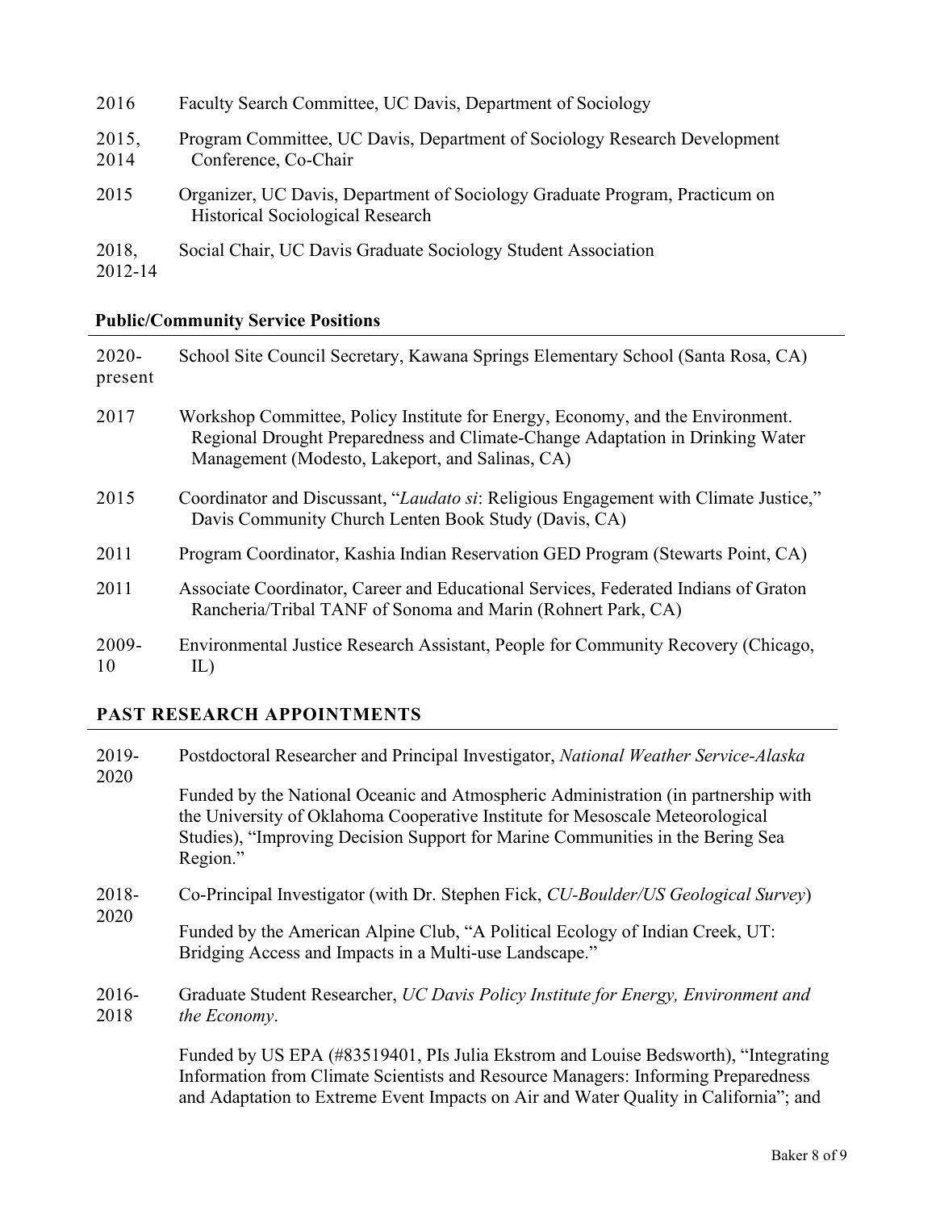2016 Faculty Search Committee, UC Davis, Department of Sociology

2015, 2014 Program Committee, UC Davis, Department of Sociology Research Development Conference, Co-Chair

2015 Organizer, UC Davis, Department of Sociology Graduate Program, Practicum on Historical Sociological Research

2018, 2012-14 Social Chair, UC Davis Graduate Sociology Student Association

### Public/Community Service Positions

2020-present School Site Council Secretary, Kawana Springs Elementary School (Santa Rosa, CA)

2017 Workshop Committee, Policy Institute for Energy, Economy, and the Environment. Regional Drought Preparedness and Climate-Change Adaptation in Drinking Water Management (Modesto, Lakeport, and Salinas, CA)

2015 Coordinator and Discussant, "*Laudato si*: Religious Engagement with Climate Justice," Davis Community Church Lenten Book Study (Davis, CA)

2011 Program Coordinator, Kashia Indian Reservation GED Program (Stewarts Point, CA)

2011 Associate Coordinator, Career and Educational Services, Federated Indians of Graton Rancheria/Tribal TANF of Sonoma and Marin (Rohnert Park, CA)

2009-10 Environmental Justice Research Assistant, People for Community Recovery (Chicago, IL)

## PAST RESEARCH APPOINTMENTS

2019-2020 Postdoctoral Researcher and Principal Investigator, *National Weather Service-Alaska*

Funded by the National Oceanic and Atmospheric Administration (in partnership with the University of Oklahoma Cooperative Institute for Mesoscale Meteorological Studies), "Improving Decision Support for Marine Communities in the Bering Sea Region."

2018-2020 Co-Principal Investigator (with Dr. Stephen Fick, *CU-Boulder/US Geological Survey*)

Funded by the American Alpine Club, "A Political Ecology of Indian Creek, UT: Bridging Access and Impacts in a Multi-use Landscape."

2016-2018 Graduate Student Researcher, *UC Davis Policy Institute for Energy, Environment and the Economy*.

Funded by US EPA (#83519401, PIs Julia Ekstrom and Louise Bedsworth), "Integrating Information from Climate Scientists and Resource Managers: Informing Preparedness and Adaptation to Extreme Event Impacts on Air and Water Quality in California"; and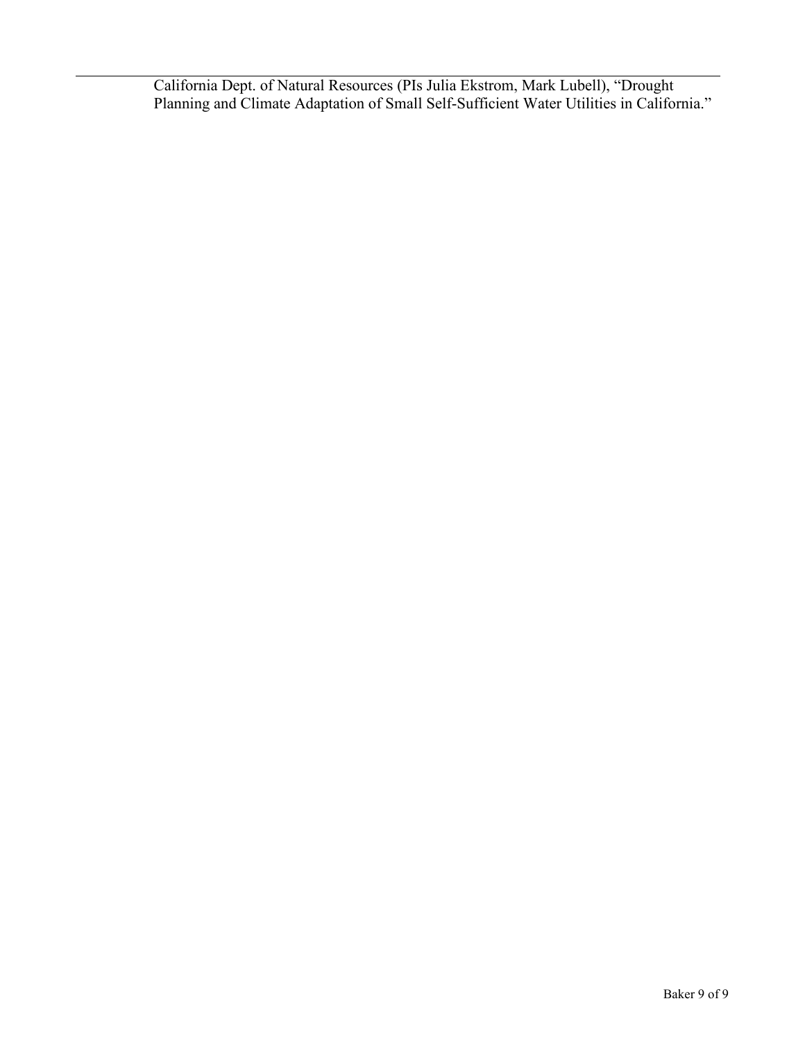California Dept. of Natural Resources (PIs Julia Ekstrom, Mark Lubell), "Drought Planning and Climate Adaptation of Small Self-Sufficient Water Utilities in California."